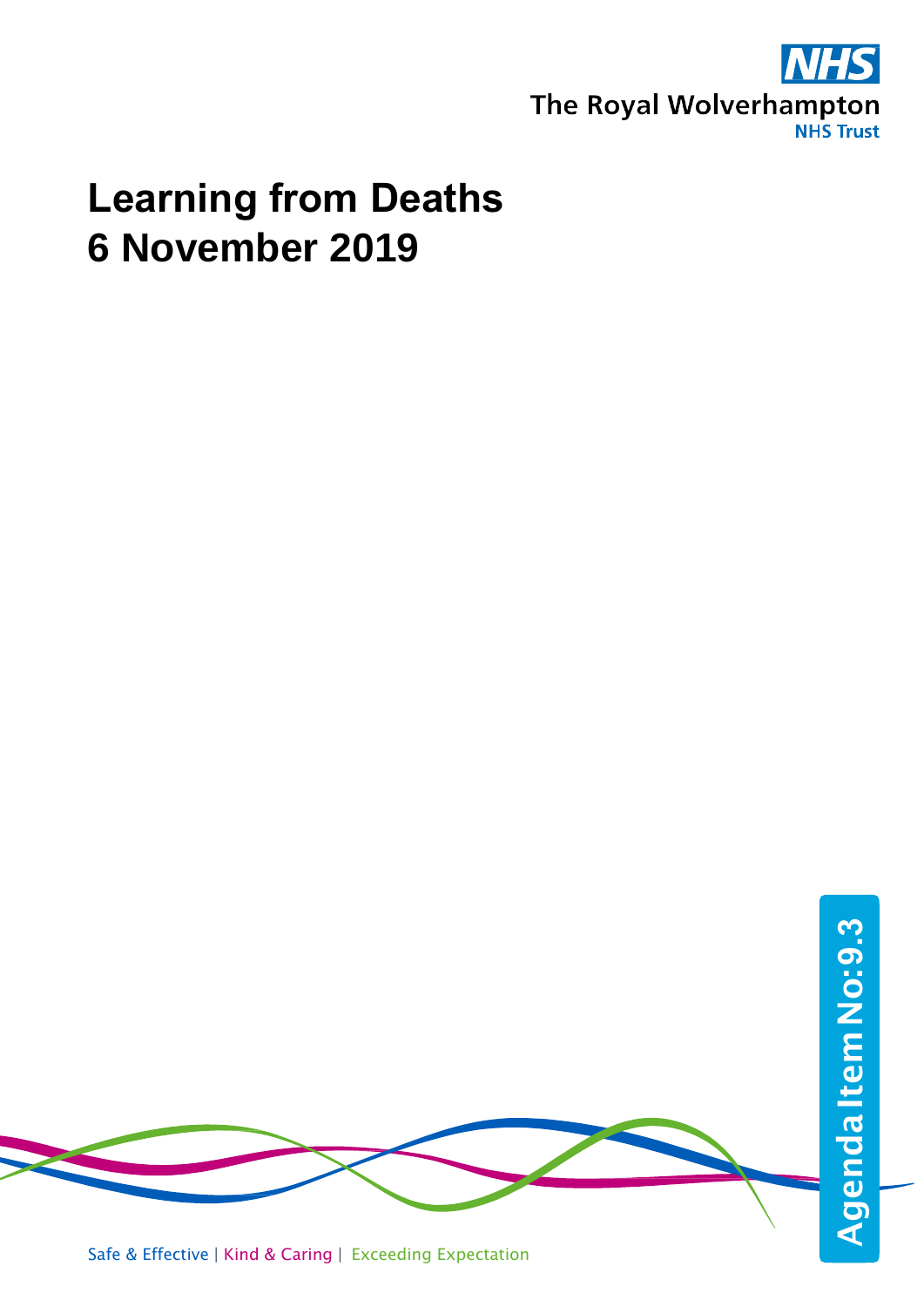NHS
The Royal Wolverhampton
NHS Trust

# Learning from Deaths
# 6 November 2019

Agenda Item No:9.3

Safe & Effective | Kind & Caring | Exceeding Expectation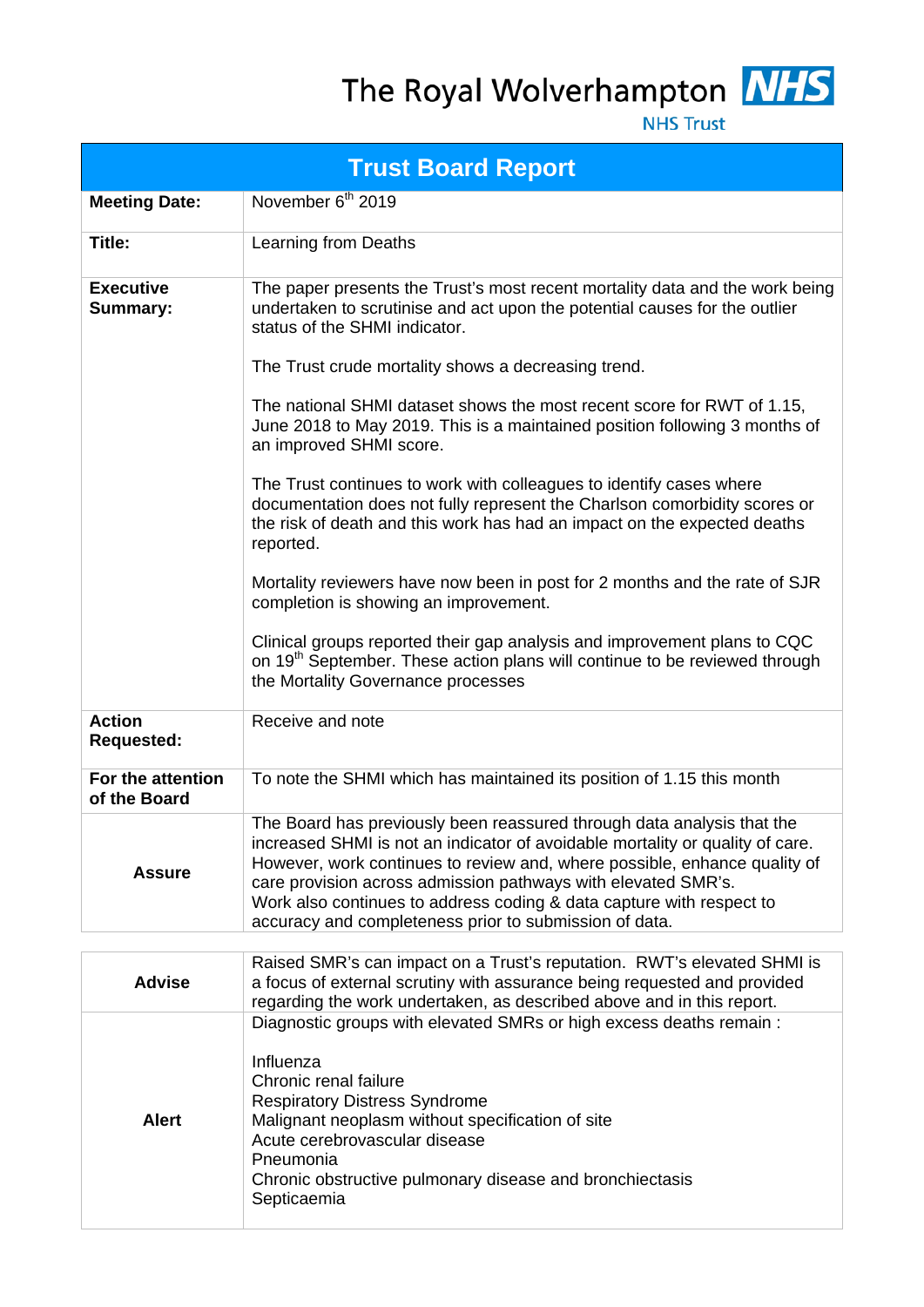The Royal Wolverhampton NHS Trust

# Trust Board Report

| | |
|---|---|
| **Meeting Date:** | November 6th 2019 |
| **Title:** | Learning from Deaths |
| **Executive Summary:** | The paper presents the Trust's most recent mortality data and the work being undertaken to scrutinise and act upon the potential causes for the outlier status of the SHMI indicator.<br><br>The Trust crude mortality shows a decreasing trend.<br><br>The national SHMI dataset shows the most recent score for RWT of 1.15, June 2018 to May 2019. This is a maintained position following 3 months of an improved SHMI score.<br><br>The Trust continues to work with colleagues to identify cases where documentation does not fully represent the Charlson comorbidity scores or the risk of death and this work has had an impact on the expected deaths reported.<br><br>Mortality reviewers have now been in post for 2 months and the rate of SJR completion is showing an improvement.<br><br>Clinical groups reported their gap analysis and improvement plans to CQC on 19th September. These action plans will continue to be reviewed through the Mortality Governance processes |
| **Action Requested:** | Receive and note |
| **For the attention of the Board** | To note the SHMI which has maintained its position of 1.15 this month |
| **Assure** | The Board has previously been reassured through data analysis that the increased SHMI is not an indicator of avoidable mortality or quality of care. However, work continues to review and, where possible, enhance quality of care provision across admission pathways with elevated SMR's.<br>Work also continues to address coding & data capture with respect to accuracy and completeness prior to submission of data. |

| | |
|---|---|
| **Advise** | Raised SMR's can impact on a Trust's reputation. RWT's elevated SHMI is a focus of external scrutiny with assurance being requested and provided regarding the work undertaken, as described above and in this report. |
| **Alert** | Diagnostic groups with elevated SMRs or high excess deaths remain :<br><br>Influenza<br>Chronic renal failure<br>Respiratory Distress Syndrome<br>Malignant neoplasm without specification of site<br>Acute cerebrovascular disease<br>Pneumonia<br>Chronic obstructive pulmonary disease and bronchiectasis<br>Septicaemia |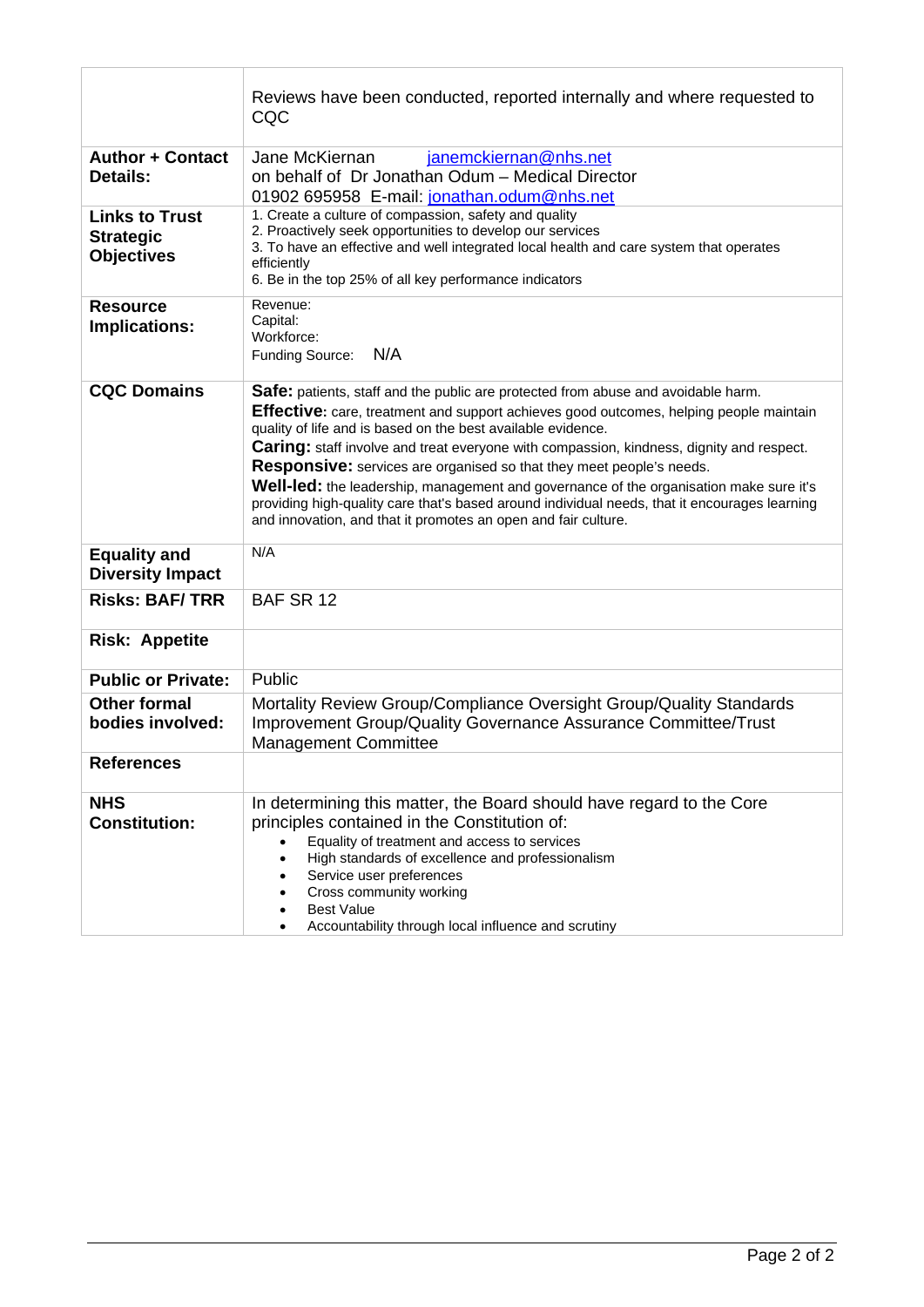|  |  |
| --- | --- |
|  | Reviews have been conducted, reported internally and where requested to CQC |
| **Author + Contact Details:** | Jane McKiernan janemckiernan@nhs.net<br>on behalf of Dr Jonathan Odum – Medical Director<br>01902 695958 E-mail: jonathan.odum@nhs.net |
| **Links to Trust Strategic Objectives** | 1. Create a culture of compassion, safety and quality<br>2. Proactively seek opportunities to develop our services<br>3. To have an effective and well integrated local health and care system that operates efficiently<br>6. Be in the top 25% of all key performance indicators |
| **Resource Implications:** | Revenue:<br>Capital:<br>Workforce:<br>Funding Source: N/A |
| **CQC Domains** | **Safe:** patients, staff and the public are protected from abuse and avoidable harm.<br>**Effective:** care, treatment and support achieves good outcomes, helping people maintain quality of life and is based on the best available evidence.<br>**Caring:** staff involve and treat everyone with compassion, kindness, dignity and respect.<br>**Responsive:** services are organised so that they meet people's needs.<br>**Well-led:** the leadership, management and governance of the organisation make sure it's providing high-quality care that's based around individual needs, that it encourages learning and innovation, and that it promotes an open and fair culture. |
| **Equality and Diversity Impact** | N/A |
| **Risks: BAF/ TRR** | BAF SR 12 |
| **Risk: Appetite** |  |
| **Public or Private:** | Public |
| **Other formal bodies involved:** | Mortality Review Group/Compliance Oversight Group/Quality Standards Improvement Group/Quality Governance Assurance Committee/Trust Management Committee |
| **References** |  |
| **NHS Constitution:** | In determining this matter, the Board should have regard to the Core principles contained in the Constitution of:<br>• Equality of treatment and access to services<br>• High standards of excellence and professionalism<br>• Service user preferences<br>• Cross community working<br>• Best Value<br>• Accountability through local influence and scrutiny |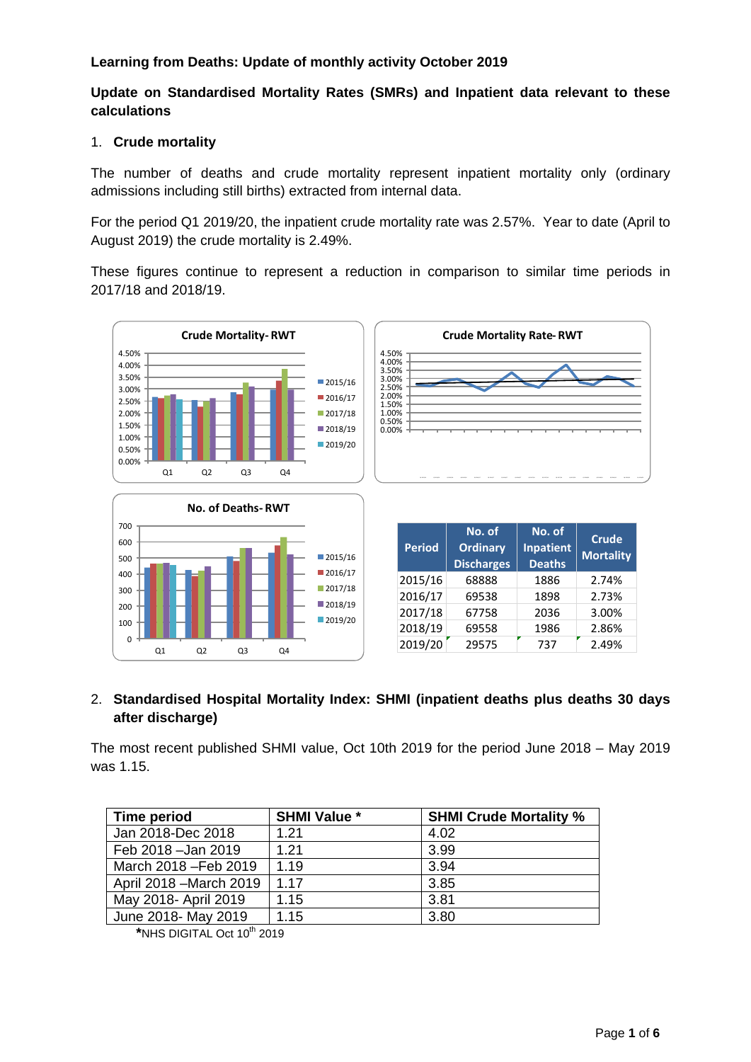**Learning from Deaths: Update of monthly activity October 2019**

**Update on Standardised Mortality Rates (SMRs) and Inpatient data relevant to these calculations**

1. **Crude mortality**

The number of deaths and crude mortality represent inpatient mortality only (ordinary admissions including still births) extracted from internal data.

For the period Q1 2019/20, the inpatient crude mortality rate was 2.57%. Year to date (April to August 2019) the crude mortality is 2.49%.

These figures continue to represent a reduction in comparison to similar time periods in 2017/18 and 2018/19.

| Period | No. of Ordinary Discharges | No. of Inpatient Deaths | Crude Mortality |
|---|---|---|---|
| 2015/16 | 68888 | 1886 | 2.74% |
| 2016/17 | 69538 | 1898 | 2.73% |
| 2017/18 | 67758 | 2036 | 3.00% |
| 2018/19 | 69558 | 1986 | 2.86% |
| 2019/20 | 29575 | 737 | 2.49% |

2. **Standardised Hospital Mortality Index: SHMI (inpatient deaths plus deaths 30 days after discharge)**

The most recent published SHMI value, Oct 10th 2019 for the period June 2018 – May 2019 was 1.15.

| Time period | SHMI Value * | SHMI Crude Mortality % |
|---|---|---|
| Jan 2018-Dec 2018 | 1.21 | 4.02 |
| Feb 2018 –Jan 2019 | 1.21 | 3.99 |
| March 2018 –Feb 2019 | 1.19 | 3.94 |
| April 2018 –March 2019 | 1.17 | 3.85 |
| May 2018- April 2019 | 1.15 | 3.81 |
| June 2018- May 2019 | 1.15 | 3.80 |

*NHS DIGITAL Oct 10th 2019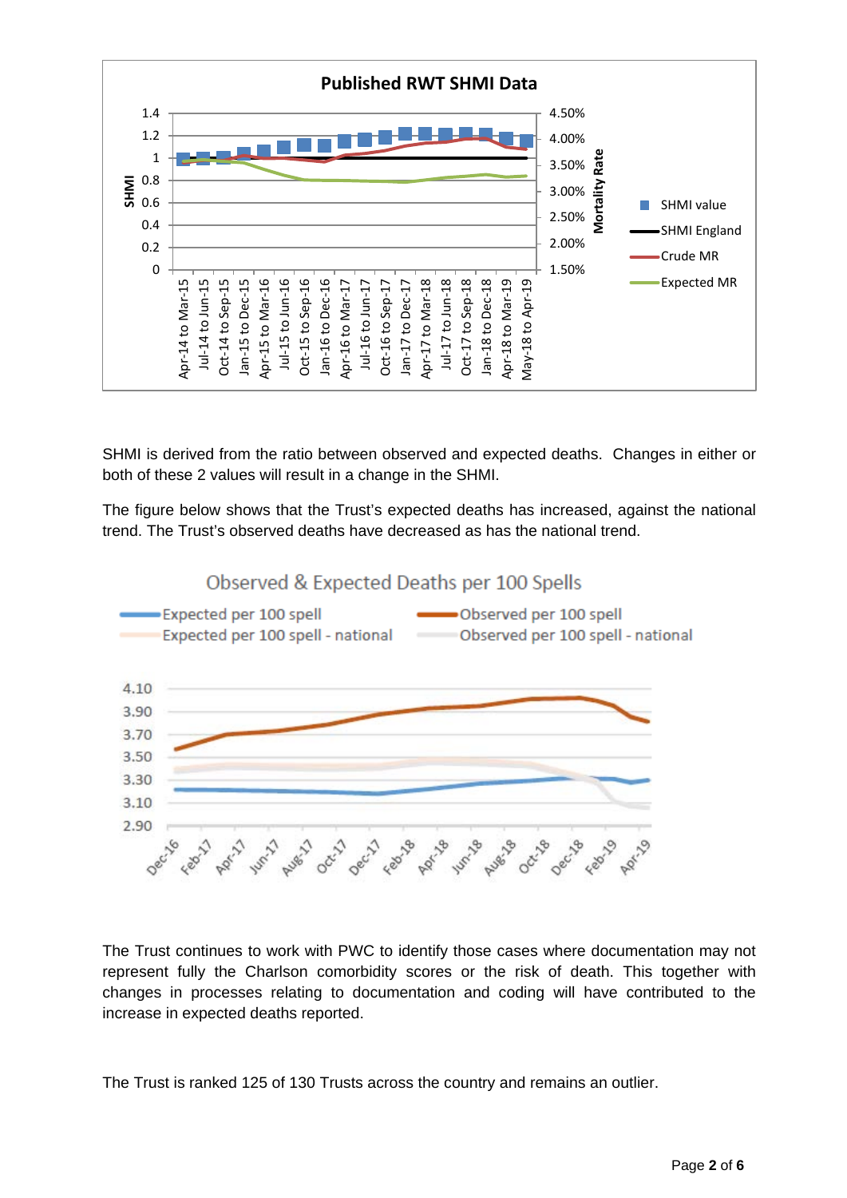The Trust continues to work with PWC to identify those cases where documentation may not represent fully the Charlson comorbidity scores or the risk of death. This together with changes in processes relating to documentation and coding will have contributed to the increase in expected deaths reported.

SHMI is derived from the ratio between observed and expected deaths. Changes in either or both of these 2 values will result in a change in the SHMI.

The figure below shows that the Trust's expected deaths has increased, against the national trend. The Trust's observed deaths have decreased as has the national trend.

The Trust is ranked 125 of 130 Trusts across the country and remains an outlier.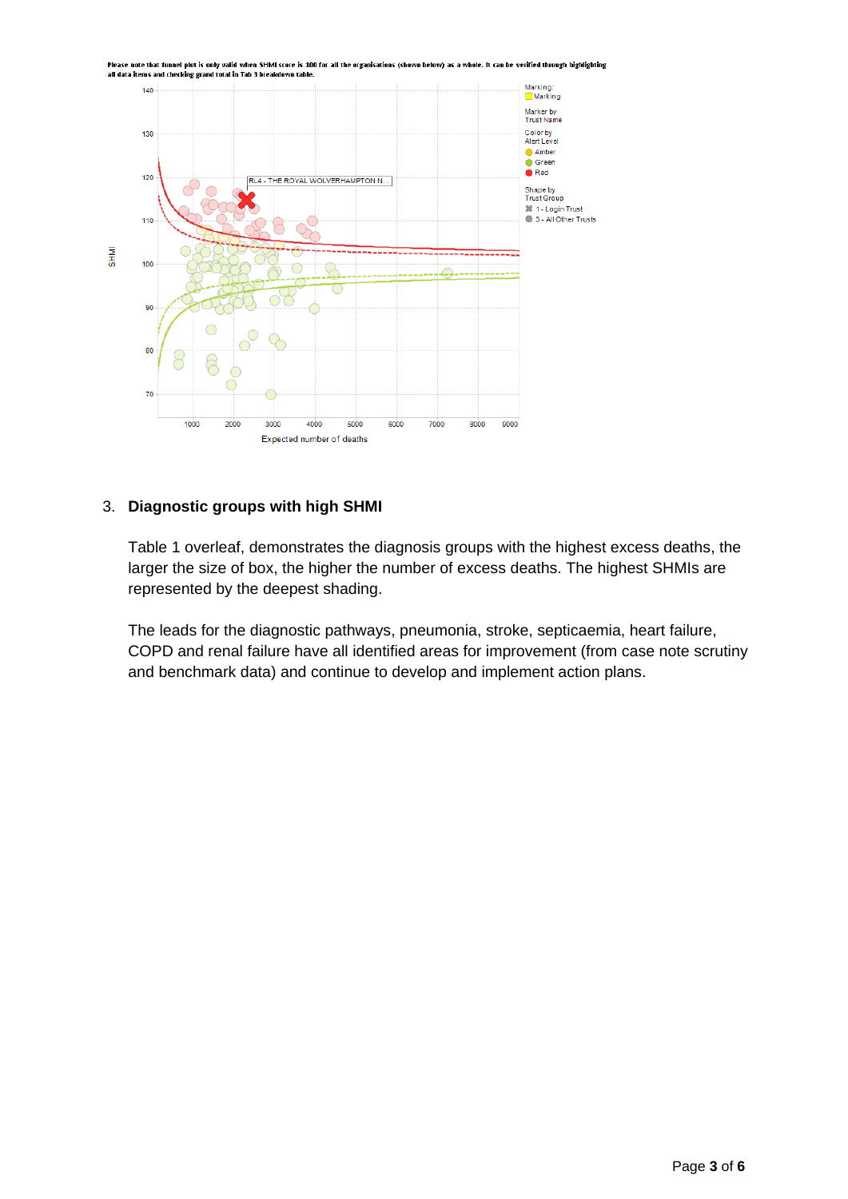Please note that funnel plot is only valid when SHMI score is 100 for all the organisations (shown below) as a whole. It can be verified through highlighting all data items and checking grand total in Tab 3 breakdown table.

## 3. Diagnostic groups with high SHMI

Table 1 overleaf, demonstrates the diagnosis groups with the highest excess deaths, the larger the size of box, the higher the number of excess deaths. The highest SHMIs are represented by the deepest shading.

The leads for the diagnostic pathways, pneumonia, stroke, septicaemia, heart failure, COPD and renal failure have all identified areas for improvement (from case note scrutiny and benchmark data) and continue to develop and implement action plans.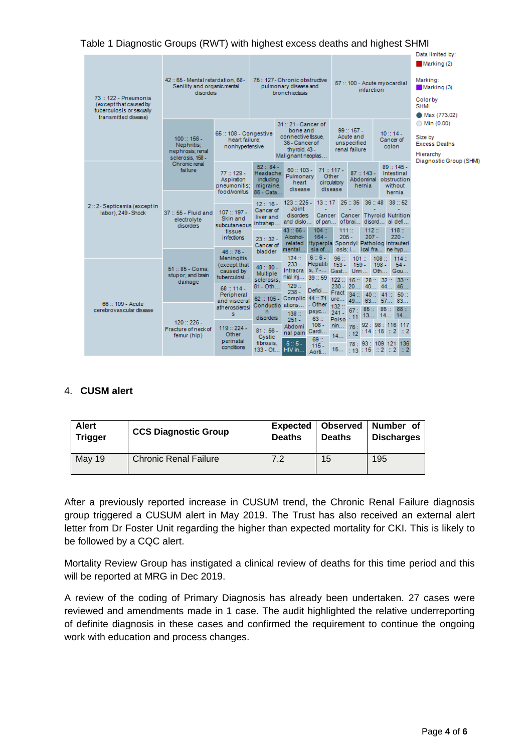Table 1 Diagnostic Groups (RWT) with highest excess deaths and highest SHMI

Data limited by:
Marking (2)

Marking:
Marking (3)

Color by
SHMI
Max (773.02)
Min (0.00)

Size by
Excess Deaths

Hierarchy
Diagnostic Group (SHMI)

73 :: 122 - Pneumonia (except that caused by tuberculosis or sexually transmitted disease)

42 :: 65 - Mental retardation, 68 - Senility and organic mental disorders

75 :: 127 - Chronic obstructive pulmonary disease and bronchiectasis

57 :: 100 - Acute myocardial infarction

100 :: 156 - Nephritis; nephrosis; renal sclerosis, 158 - Chronic renal failure

65 :: 108 - Congestive heart failure; nonhypertensive

31 :: 21 - Cancer of bone and connective tissue, 36 - Cancer of thyroid, 43 - Malignant neoplas...

99 :: 157 - Acute and unspecified renal failure

10 :: 14 - Cancer of colon

2 :: 2 - Septicemia (except in labor), 249 - Shock

37 :: 55 - Fluid and electrolyte disorders

77 :: 129 - Aspiration pneumonitis; food/vomitus

52 :: 84 - Headache; including migraine, 86 - Cata...

60 :: 103 - Pulmonary heart disease

71 :: 117 - Other circulatory disease

87 :: 143 - Abdominal hernia

89 :: 145 - Intestinal obstruction without hernia

107 :: 197 - Skin and subcutaneous tissue infections

12 :: 16 - Cancer of liver and intrahep...

23 :: 32 - Cancer of bladder

66 :: 109 - Acute cerebrovascular disease

51 :: 85 - Coma; stupor; and brain damage

46 :: 76 - Meningitis (except that caused by tuberculosi...

48 :: 80 - Multiple sclerosis, 81 - Oth...

68 :: 114 - Peripheral and visceral atherosclerosis

62 :: 105 - Conduction disorders

120 :: 226 - Fracture of neck of femur (hip)

119 :: 224 - Other perinatal conditions

81 :: 56 - Cystic fibrosis, 133 - Ot...

5 :: 5 - HIV in...

4. **CUSM alert**

| Alert Trigger | CCS Diagnostic Group | Expected Deaths | Observed Deaths | Number of Discharges |
|---|---|---|---|---|
| May 19 | Chronic Renal Failure | 7.2 | 15 | 195 |

After a previously reported increase in CUSUM trend, the Chronic Renal Failure diagnosis group triggered a CUSUM alert in May 2019. The Trust has also received an external alert letter from Dr Foster Unit regarding the higher than expected mortality for CKI. This is likely to be followed by a CQC alert.

Mortality Review Group has instigated a clinical review of deaths for this time period and this will be reported at MRG in Dec 2019.

A review of the coding of Primary Diagnosis has already been undertaken. 27 cases were reviewed and amendments made in 1 case. The audit highlighted the relative underreporting of definite diagnosis in these cases and confirmed the requirement to continue the ongoing work with education and process changes.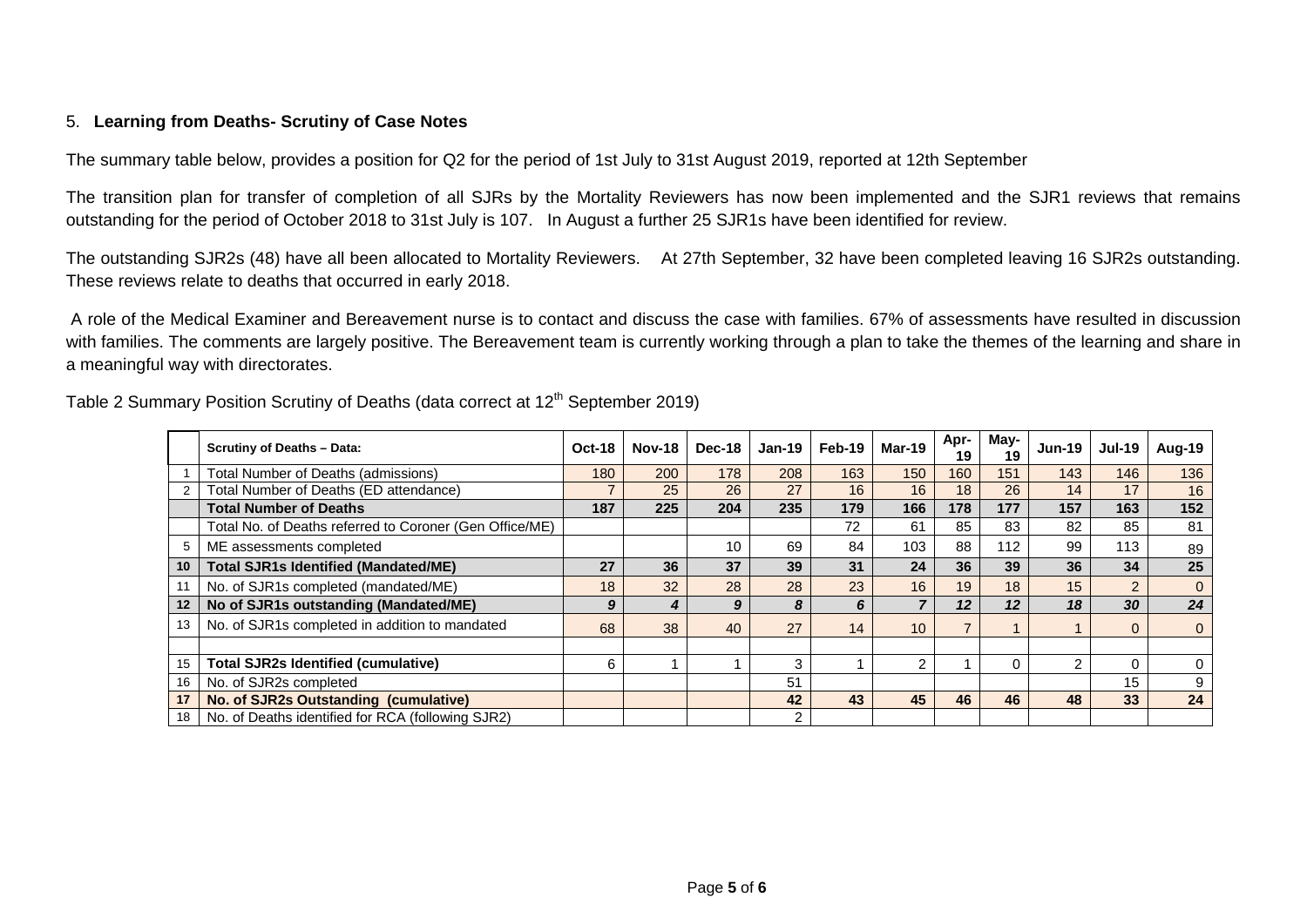## 5. **Learning from Deaths- Scrutiny of Case Notes**

The summary table below, provides a position for Q2 for the period of 1st July to 31st August 2019, reported at 12th September

The transition plan for transfer of completion of all SJRs by the Mortality Reviewers has now been implemented and the SJR1 reviews that remains outstanding for the period of October 2018 to 31st July is 107. In August a further 25 SJR1s have been identified for review.

The outstanding SJR2s (48) have all been allocated to Mortality Reviewers. At 27th September, 32 have been completed leaving 16 SJR2s outstanding. These reviews relate to deaths that occurred in early 2018.

A role of the Medical Examiner and Bereavement nurse is to contact and discuss the case with families. 67% of assessments have resulted in discussion with families. The comments are largely positive. The Bereavement team is currently working through a plan to take the themes of the learning and share in a meaningful way with directorates.

Table 2 Summary Position Scrutiny of Deaths (data correct at 12th September 2019)

| | **Scrutiny of Deaths – Data:** | **Oct-18** | **Nov-18** | **Dec-18** | **Jan-19** | **Feb-19** | **Mar-19** | **Apr-19** | **May-19** | **Jun-19** | **Jul-19** | **Aug-19** |
|---|---|---|---|---|---|---|---|---|---|---|---|---|
| 1 | Total Number of Deaths (admissions) | 180 | 200 | 178 | 208 | 163 | 150 | 160 | 151 | 143 | 146 | 136 |
| 2 | Total Number of Deaths (ED attendance) | 7 | 25 | 26 | 27 | 16 | 16 | 18 | 26 | 14 | 17 | 16 |
| | **Total Number of Deaths** | **187** | **225** | **204** | **235** | **179** | **166** | **178** | **177** | **157** | **163** | **152** |
| | Total No. of Deaths referred to Coroner (Gen Office/ME) | | | | | 72 | 61 | 85 | 83 | 82 | 85 | 81 |
| 5 | ME assessments completed | | | 10 | 69 | 84 | 103 | 88 | 112 | 99 | 113 | 89 |
| **10** | **Total SJR1s Identified (Mandated/ME)** | **27** | **36** | **37** | **39** | **31** | **24** | **36** | **39** | **36** | **34** | **25** |
| 11 | No. of SJR1s completed (mandated/ME) | 18 | 32 | 28 | 28 | 23 | 16 | 19 | 18 | 15 | 2 | 0 |
| **12** | **No of SJR1s outstanding (Mandated/ME)** | ***9*** | ***4*** | ***9*** | ***8*** | ***6*** | ***7*** | ***12*** | ***12*** | ***18*** | ***30*** | ***24*** |
| 13 | No. of SJR1s completed in addition to mandated | 68 | 38 | 40 | 27 | 14 | 10 | 7 | 1 | 1 | 0 | 0 |
| | | | | | | | | | | | | |
| 15 | **Total SJR2s Identified (cumulative)** | 6 | 1 | 1 | 3 | 1 | 2 | 1 | 0 | 2 | 0 | 0 |
| 16 | No. of SJR2s completed | | | | 51 | | | | | | 15 | 9 |
| **17** | **No. of SJR2s Outstanding (cumulative)** | | | | **42** | **43** | **45** | **46** | **46** | **48** | **33** | **24** |
| 18 | No. of Deaths identified for RCA (following SJR2) | | | | 2 | | | | | | | |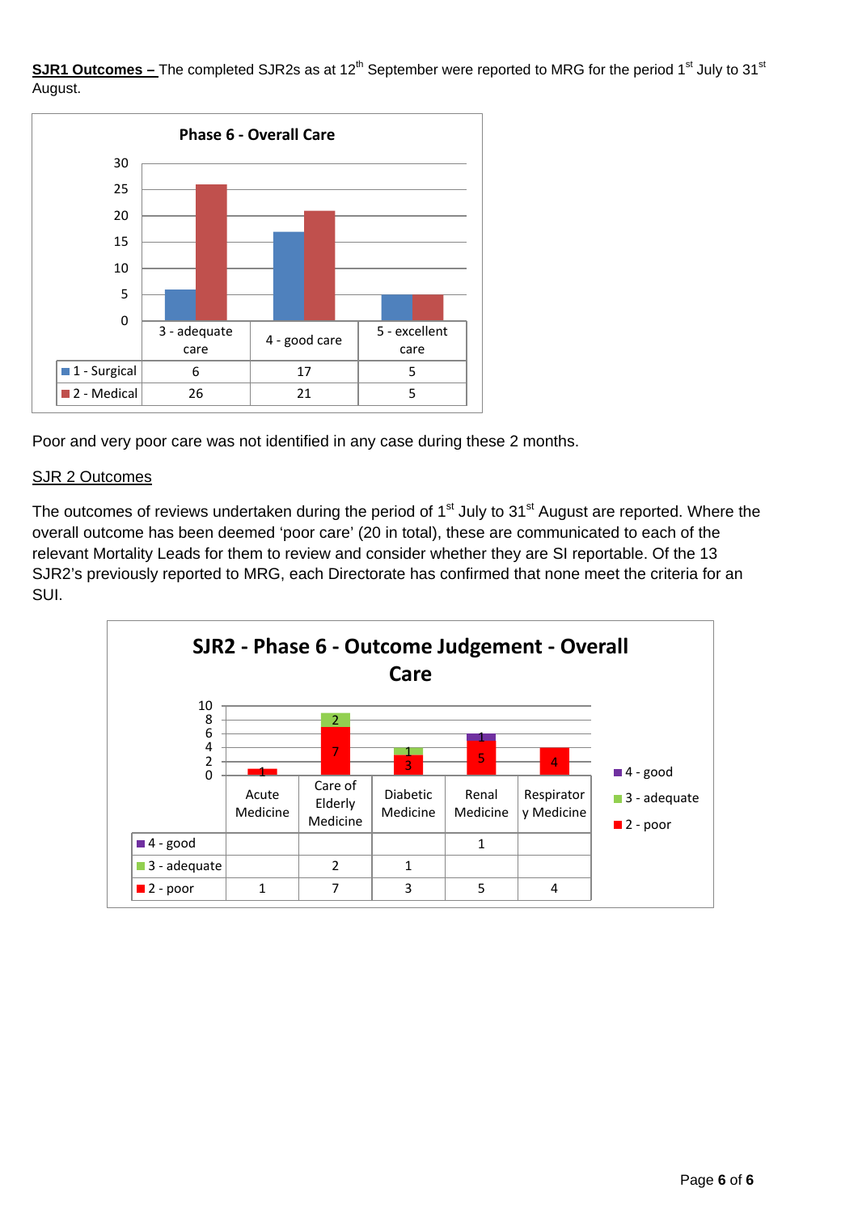**SJR1 Outcomes –** The completed SJR2s as at 12th September were reported to MRG for the period 1st July to 31st August.

**Phase 6 - Overall Care**

| | 3 - adequate care | 4 - good care | 5 - excellent care |
|---|---|---|---|
| 1 - Surgical | 6 | 17 | 5 |
| 2 - Medical | 26 | 21 | 5 |

Poor and very poor care was not identified in any case during these 2 months.

SJR 2 Outcomes

The outcomes of reviews undertaken during the period of 1st July to 31st August are reported. Where the overall outcome has been deemed 'poor care' (20 in total), these are communicated to each of the relevant Mortality Leads for them to review and consider whether they are SI reportable. Of the 13 SJR2's previously reported to MRG, each Directorate has confirmed that none meet the criteria for an SUI.

**SJR2 - Phase 6 - Outcome Judgement - Overall Care**

| | Acute Medicine | Care of Elderly Medicine | Diabetic Medicine | Renal Medicine | Respiratory Medicine |
|---|---|---|---|---|---|
| 4 - good | | | | 1 | |
| 3 - adequate | | 2 | 1 | | |
| 2 - poor | 1 | 7 | 3 | 5 | 4 |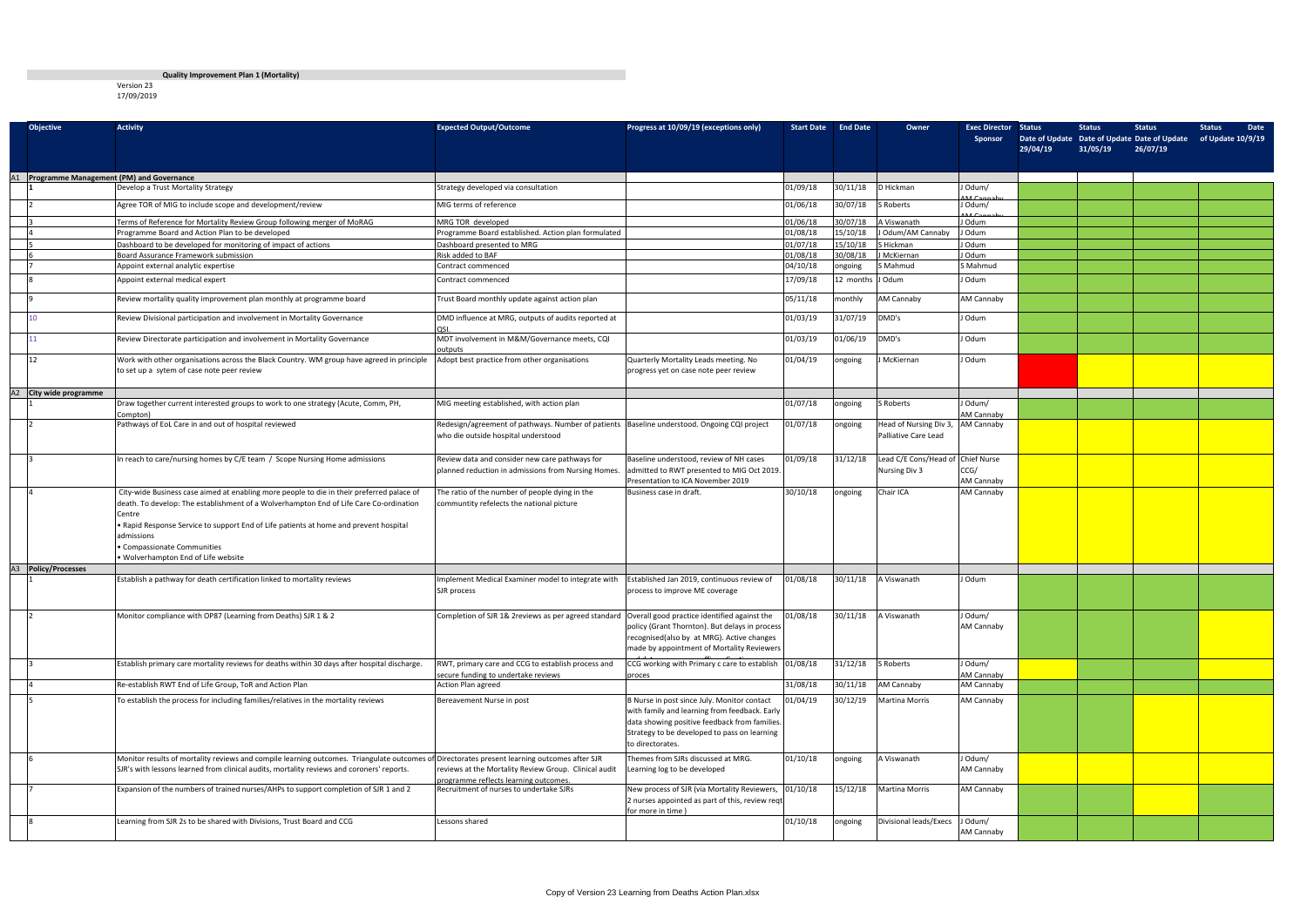**Quality Improvement Plan 1 (Mortality)**

Version 23
17/09/2019

| | Objective | Activity | Expected Output/Outcome | Progress at 10/09/19 (exceptions only) | Start Date | End Date | Owner | Exec Director Sponsor | Status Date of Update 29/04/19 | Status Date of Update 31/05/19 | Status Date of Update 26/07/19 | Status Date of Update 10/9/19 |
|---|---|---|---|---|---|---|---|---|---|---|---|---|
| A1 | **Programme Management (PM) and Governance** | | | | | | | | | | | |
| | **1** | Develop a Trust Mortality Strategy | Strategy developed via consultation | | 01/09/18 | 30/11/18 | D Hickman | J Odum/ AM Cannaby | | | | |
| | 2 | Agree TOR of MIG to include scope and development/review | MIG terms of reference | | 01/06/18 | 30/07/18 | S Roberts | J Odum/ AM Cannaby | | | | |
| | 3 | Terms of Reference for Mortality Review Group following merger of MoRAG | MRG TOR developed | | 01/06/18 | 30/07/18 | A Viswanath | J Odum | | | | |
| | 4 | Programme Board and Action Plan to be developed | Programme Board established. Action plan formulated | | 01/08/18 | 15/10/18 | J Odum/AM Cannaby | J Odum | | | | |
| | 5 | Dashboard to be developed for monitoring of impact of actions | Dashboard presented to MRG | | 01/07/18 | 15/10/18 | S Hickman | J Odum | | | | |
| | 6 | Board Assurance Framework submission | Risk added to BAF | | 01/08/18 | 30/08/18 | J McKiernan | J Odum | | | | |
| | 7 | Appoint external analytic expertise | Contract commenced | | 04/10/18 | ongoing | S Mahmud | S Mahmud | | | | |
| | 8 | Appoint external medical expert | Contract commenced | | 17/09/18 | 12 months | J Odum | J Odum | | | | |
| | 9 | Review mortality quality improvement plan monthly at programme board | Trust Board monthly update against action plan | | 05/11/18 | monthly | AM Cannaby | AM Cannaby | | | | |
| | 10 | Review Divisional participation and involvement in Mortality Governance | DMD influence at MRG, outputs of audits reported at QSI. | | 01/03/19 | 31/07/19 | DMD's | J Odum | | | | |
| | 11 | Review Directorate participation and involvement in Mortality Governance | MDT involvement in M&M/Governance meets, CQI outputs | | 01/03/19 | 01/06/19 | DMD's | J Odum | | | | |
| | 12 | Work with other organisations across the Black Country. WM group have agreed in principle to set up a sytem of case note peer review | Adopt best practice from other organisations | Quarterly Mortality Leads meeting. No progress yet on case note peer review | 01/04/19 | ongoing | J McKiernan | J Odum | | | | |
| A2 | **City wide programme** | | | | | | | | | | | |
| | 1 | Draw together current interested groups to work to one strategy (Acute, Comm, PH, Compton) | MIG meeting established, with action plan | | 01/07/18 | ongoing | S Roberts | J Odum/ AM Cannaby | | | | |
| | 2 | Pathways of EoL Care in and out of hospital reviewed | Redesign/agreement of pathways. Number of patients who die outside hospital understood | Baseline understood. Ongoing CQI project | 01/07/18 | ongoing | Head of Nursing Div 3, Palliative Care Lead | AM Cannaby | | | | |
| | 3 | In reach to care/nursing homes by C/E team / Scope Nursing Home admissions | Review data and consider new care pathways for planned reduction in admissions from Nursing Homes. | Baseline understood, review of NH cases admitted to RWT presented to MIG Oct 2019. Presentation to ICA November 2019 | 01/09/18 | 31/12/18 | Lead C/E Cons/Head of Nursing Div 3 | Chief Nurse CCG/ AM Cannaby | | | | |
| | 4 | City-wide Business case aimed at enabling more people to die in their preferred palace of death. To develop: The establishment of a Wolverhampton End of Life Care Co-ordination Centre<br>• Rapid Response Service to support End of Life patients at home and prevent hospital admissions<br>• Compassionate Communities<br>• Wolverhampton End of Life website | The ratio of the number of people dying in the communtity refelects the national picture | Business case in draft. | 30/10/18 | ongoing | Chair ICA | AM Cannaby | | | | |
| A3 | **Policy/Processes** | | | | | | | | | | | |
| | 1 | Establish a pathway for death certification linked to mortality reviews | Implement Medical Examiner model to integrate with SJR process | Established Jan 2019, continuous review of process to improve ME coverage | 01/08/18 | 30/11/18 | A Viswanath | J Odum | | | | |
| | 2 | Monitor compliance with OP87 (Learning from Deaths) SJR 1 & 2 | Completion of SJR 1& 2reviews as per agreed standard | Overall good practice identified against the policy (Grant Thornton). But delays in process recognised(also by at MRG). Active changes made by appointment of Mortality Reviewers | 01/08/18 | 30/11/18 | A Viswanath | J Odum/ AM Cannaby | | | | |
| | 3 | Establish primary care mortality reviews for deaths within 30 days after hospital discharge. | RWT, primary care and CCG to establish process and secure funding to undertake reviews | CCG working with Primary c care to establish proces | 01/08/18 | 31/12/18 | S Roberts | J Odum/ AM Cannaby | | | | |
| | 4 | Re-establish RWT End of Life Group, ToR and Action Plan | Action Plan agreed | | 31/08/18 | 30/11/18 | AM Cannaby | AM Cannaby | | | | |
| | 5 | To establish the process for including families/relatives in the mortality reviews | Bereavement Nurse in post | B Nurse in post since July. Monitor contact with family and learning from feedback. Early data showing positive feedback from families. Strategy to be developed to pass on learning to directorates. | 01/04/19 | 30/12/19 | Martina Morris | AM Cannaby | | | | |
| | 6 | Monitor results of mortality reviews and compile learning outcomes. Triangulate outcomes of SJR's with lessons learned from clinical audits, mortality reviews and coroners' reports. | Directorates present learning outcomes after SJR reviews at the Mortality Review Group. Clinical audit programme reflects learning outcomes. | Themes from SJRs discussed at MRG. Learning log to be developed | 01/10/18 | ongoing | A Viswanath | J Odum/ AM Cannaby | | | | |
| | 7 | Expansion of the numbers of trained nurses/AHPs to support completion of SJR 1 and 2 | Recruitment of nurses to undertake SJRs | New process of SJR (via Mortality Reviewers, 2 nurses appointed as part of this, review reqt for more in time ) | 01/10/18 | 15/12/18 | Martina Morris | AM Cannaby | | | | |
| | 8 | Learning from SJR 2s to be shared with Divisions, Trust Board and CCG | Lessons shared | | 01/10/18 | ongoing | Divisional leads/Execs | J Odum/ AM Cannaby | | | | |

Copy of Version 23 Learning from Deaths Action Plan.xlsx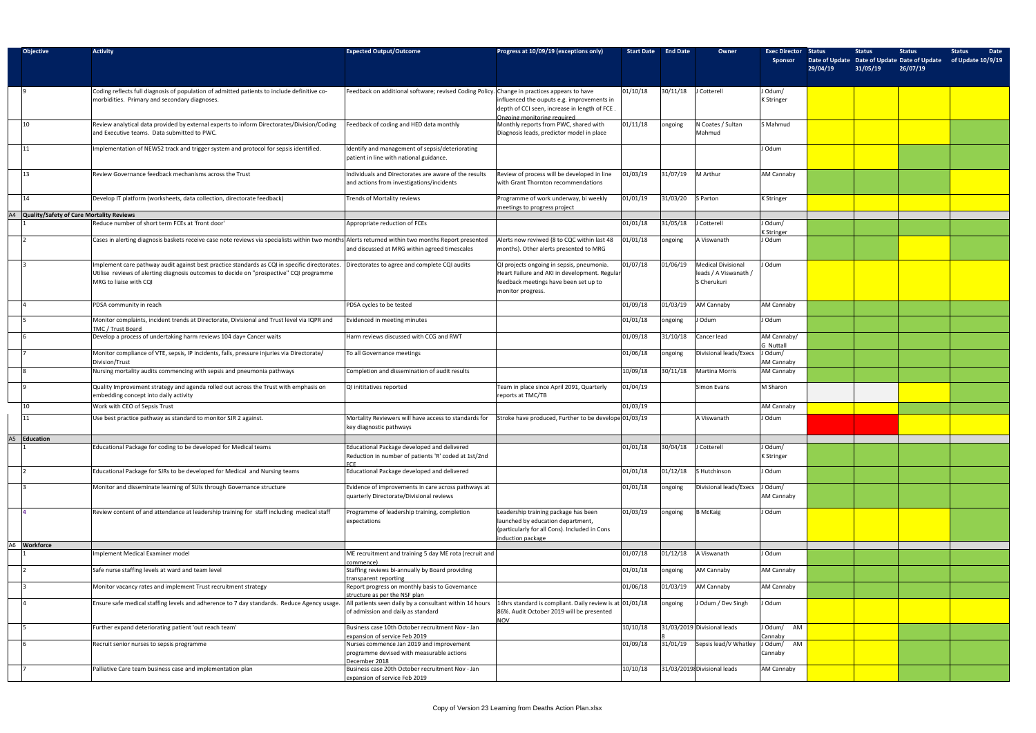| Objective | Activity | Expected Output/Outcome | Progress at 10/09/19 (exceptions only) | Start Date | End Date | Owner | Exec Director Sponsor | Status Date of Update 29/04/19 | Status Date of Update 31/05/19 | Status Date of Update 26/07/19 | Status Date of Update 10/9/19 |
|---|---|---|---|---|---|---|---|---|---|---|---|
| 9 | Coding reflects full diagnosis of population of admitted patients to include definitive co-morbidities. Primary and secondary diagnoses. | Feedback on additional software; revised Coding Policy. | Change in practices appears to have influenced the ouputs e.g. improvements in depth of CCI seen, increase in length of FCE . Ongoing monitoring required | 01/10/18 | 30/11/18 | J Cotterell | J Odum/ K Stringer | | | | |
| 10 | Review analytical data provided by external experts to inform Directorates/Division/Coding and Executive teams. Data submitted to PWC. | Feedback of coding and HED data monthly | Monthly reports from PWC, shared with Diagnosis leads, predictor model in place | 01/11/18 | ongoing | N Coates / Sultan Mahmud | S Mahmud | | | | |
| 11 | Implementation of NEWS2 track and trigger system and protocol for sepsis identified. | Identify and management of sepsis/deteriorating patient in line with national guidance. | | | | | J Odum | | | | |
| 13 | Review Governance feedback mechanisms across the Trust | Individuals and Directorates are aware of the results and actions from investigations/incidents | Review of process will be developed in line with Grant Thornton recommendations | 01/03/19 | 31/07/19 | M Arthur | AM Cannaby | | | | |
| 14 | Develop IT platform (worksheets, data collection, directorate feedback) | Trends of Mortality reviews | Programme of work underway, bi weekly meetings to progress project | 01/01/19 | 31/03/20 | S Parton | K Stringer | | | | |
| **A4 Quality/Safety of Care Mortality Reviews** | | | | | | | | | | | |
| 1 | Reduce number of short term FCEs at 'front door' | Appropriate reduction of FCEs | | 01/01/18 | 31/05/18 | J Cotterell | J Odum/ K Stringer | | | | |
| 2 | Cases in alerting diagnosis baskets receive case note reviews via specialists within two months | Alerts returned within two months Report presented and discussed at MRG within agreed timescales | Alerts now reviwed (8 to CQC within last 48 months). Other alerts presented to MRG | 01/01/18 | ongoing | A Viswanath | J Odum | | | | |
| 3 | Implement care pathway audit against best practice standards as CQI in specific directorates. Utilise reviews of alerting diagnosis outcomes to decide on "prospective" CQI programme MRG to liaise with CQI | Directorates to agree and complete CQI audits | QI projects ongoing in sepsis, pneumonia. Heart Failure and AKI in development. Regular feedback meetings have been set up to monitor progress. | 01/07/18 | 01/06/19 | Medical Divisional leads / A Viswanath / S Cherukuri | J Odum | | | | |
| 4 | PDSA community in reach | PDSA cycles to be tested | | 01/09/18 | 01/03/19 | AM Cannaby | AM Cannaby | | | | |
| 5 | Monitor complaints, incident trends at Directorate, Divisional and Trust level via IQPR and TMC / Trust Board | Evidenced in meeting minutes | | 01/01/18 | ongoing | J Odum | J Odum | | | | |
| 6 | Develop a process of undertaking harm reviews 104 day+ Cancer waits | Harm reviews discussed with CCG and RWT | | 01/09/18 | 31/10/18 | Cancer lead | AM Cannaby/ G Nuttall | | | | |
| 7 | Monitor compliance of VTE, sepsis, IP incidents, falls, pressure injuries via Directorate/ Division/Trust | To all Governance meetings | | 01/06/18 | ongoing | Divisional leads/Execs | J Odum/ AM Cannaby | | | | |
| 8 | Nursing mortality audits commencing with sepsis and pneumonia pathways | Completion and dissemination of audit results | | 10/09/18 | 30/11/18 | Martina Morris | AM Cannaby | | | | |
| 9 | Quality Improvement strategy and agenda rolled out across the Trust with emphasis on embedding concept into daily activity | QI inititatives reported | Team in place since April 2091, Quarterly reports at TMC/TB | 01/04/19 | | Simon Evans | M Sharon | | | | |
| 10 | Work with CEO of Sepsis Trust | | | 01/03/19 | | | AM Cannaby | | | | |
| 11 | Use best practice pathway as standard to monitor SJR 2 against. | Mortality Reviewers will have access to standards for key diagnostic pathways | Stroke have produced, Further to be develope | 01/03/19 | | A Viswanath | J Odum | | | | |
| **A5 Education** | | | | | | | | | | | |
| 1 | Educational Package for coding to be developed for Medical teams | Educational Package developed and delivered Reduction in number of patients 'R' coded at 1st/2nd FCE | | 01/01/18 | 30/04/18 | J Cotterell | J Odum/ K Stringer | | | | |
| 2 | Educational Package for SJRs to be developed for Medical and Nursing teams | Educational Package developed and delivered | | 01/01/18 | 01/12/18 | S Hutchinson | J Odum | | | | |
| 3 | Monitor and disseminate learning of SUIs through Governance structure | Evidence of improvements in care across pathways at quarterly Directorate/Divisional reviews | | 01/01/18 | ongoing | Divisional leads/Execs | J Odum/ AM Cannaby | | | | |
| 4 | Review content of and attendance at leadership training for staff including medical staff | Programme of leadership training, completion expectations | Leadership training package has been launched by education department, (particularly for all Cons). Included in Cons induction package | 01/03/19 | ongoing | B McKaig | J Odum | | | | |
| **A6 Workforce** | | | | | | | | | | | |
| 1 | Implement Medical Examiner model | ME recruitment and training 5 day ME rota (recruit and commence) | | 01/07/18 | 01/12/18 | A Viswanath | J Odum | | | | |
| 2 | Safe nurse staffing levels at ward and team level | Staffing reviews bi-annually by Board providing transparent reporting | | 01/01/18 | ongoing | AM Cannaby | AM Cannaby | | | | |
| 3 | Monitor vacancy rates and implement Trust recruitment strategy | Report progress on monthly basis to Governance structure as per the NSF plan | | 01/06/18 | 01/03/19 | AM Cannaby | AM Cannaby | | | | |
| 4 | Ensure safe medical staffing levels and adherence to 7 day standards. Reduce Agency usage. | All patients seen daily by a consultant within 14 hours of admission and daily as standard | 14hrs standard is compliant. Daily review is at 86%. Audit October 2019 will be presented NOV | 01/01/18 | ongoing | J Odum / Dev Singh | J Odum | | | | |
| 5 | Further expand deteriorating patient 'out reach team' | Business case 10th October recruitment Nov - Jan expansion of service Feb 2019 | | 10/10/18 | 31/03/2019 | Divisional leads | J Odum/ AM Cannaby | | | | |
| 6 | Recruit senior nurses to sepsis programme | Nurses commence Jan 2019 and improvement programme devised with measurable actions December 2018 | | 01/09/18 | 31/01/19 | Sepsis lead/V Whatley | J Odum/ AM Cannaby | | | | |
| 7 | Palliative Care team business case and implementation plan | Business case 20th October recruitment Nov - Jan expansion of service Feb 2019 | | 10/10/18 | 31/03/2019 | Divisional leads | AM Cannaby | | | | |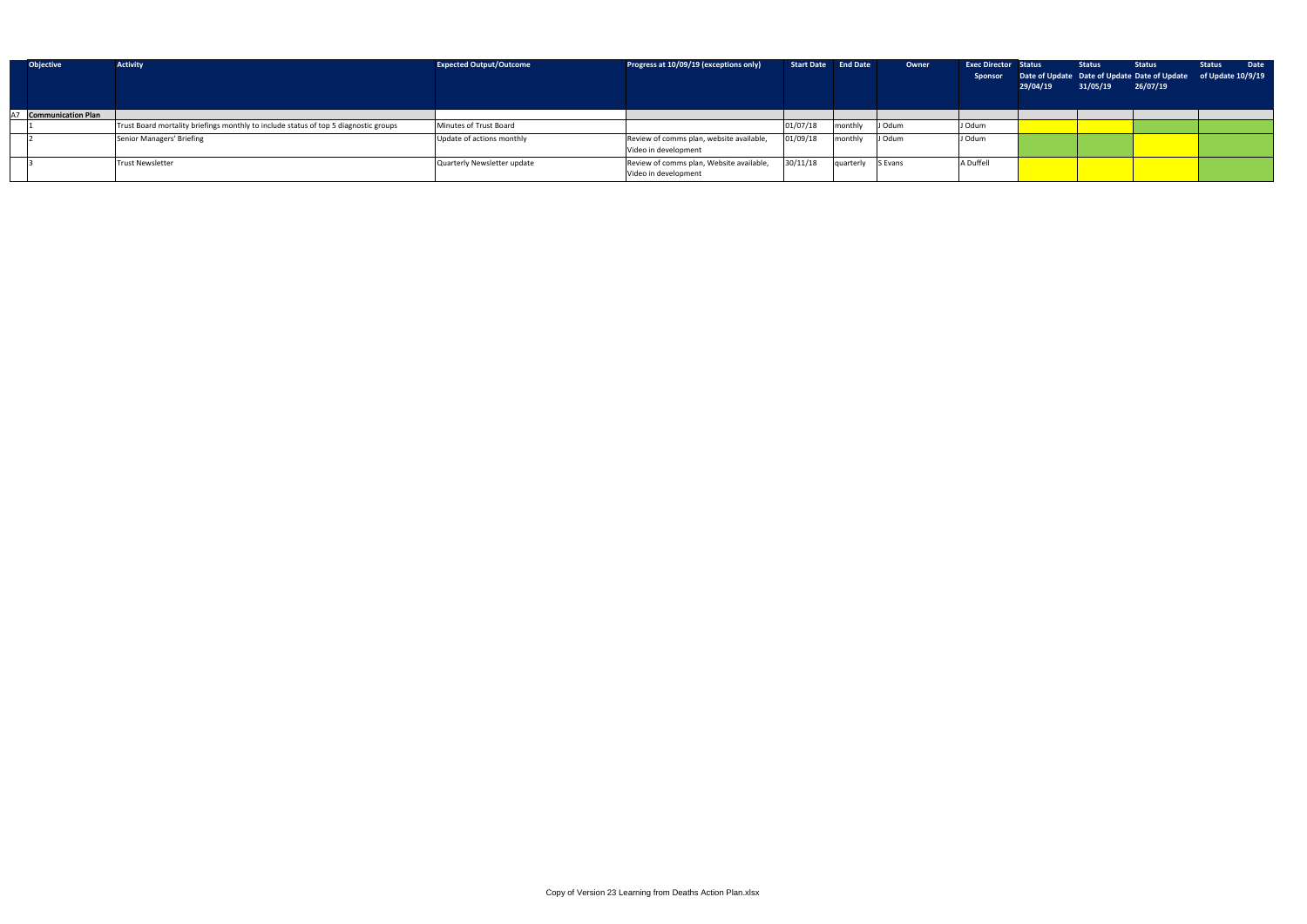| | Objective | Activity | Expected Output/Outcome | Progress at 10/09/19 (exceptions only) | Start Date | End Date | Owner | Exec Director Sponsor | Status Date of Update 29/04/19 | Status Date of Update 31/05/19 | Status Date of Update 26/07/19 | Status Date of Update 10/9/19 |
|---|---|---|---|---|---|---|---|---|---|---|---|---|
| A7 | Communication Plan | | | | | | | | | | | |
| | 1 | Trust Board mortality briefings monthly to include status of top 5 diagnostic groups | Minutes of Trust Board | | 01/07/18 | monthly | J Odum | J Odum | | | | |
| | 2 | Senior Managers' Briefing | Update of actions monthly | Review of comms plan, website available, Video in development | 01/09/18 | monthly | J Odum | J Odum | | | | |
| | 3 | Trust Newsletter | Quarterly Newsletter update | Review of comms plan, Website available, Video in development | 30/11/18 | quarterly | S Evans | A Duffell | | | | |

Copy of Version 23 Learning from Deaths Action Plan.xlsx